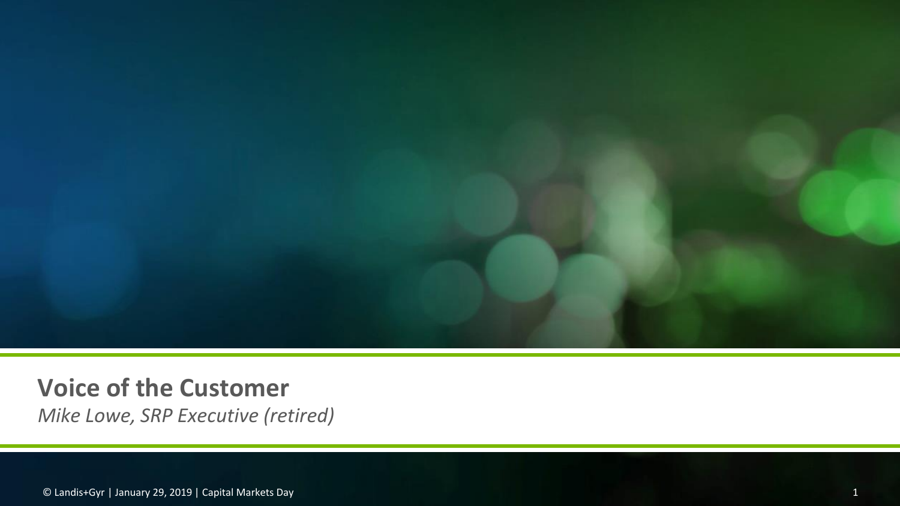# Voice of the Customer

*Mike Lowe, SRP Executive (retired)*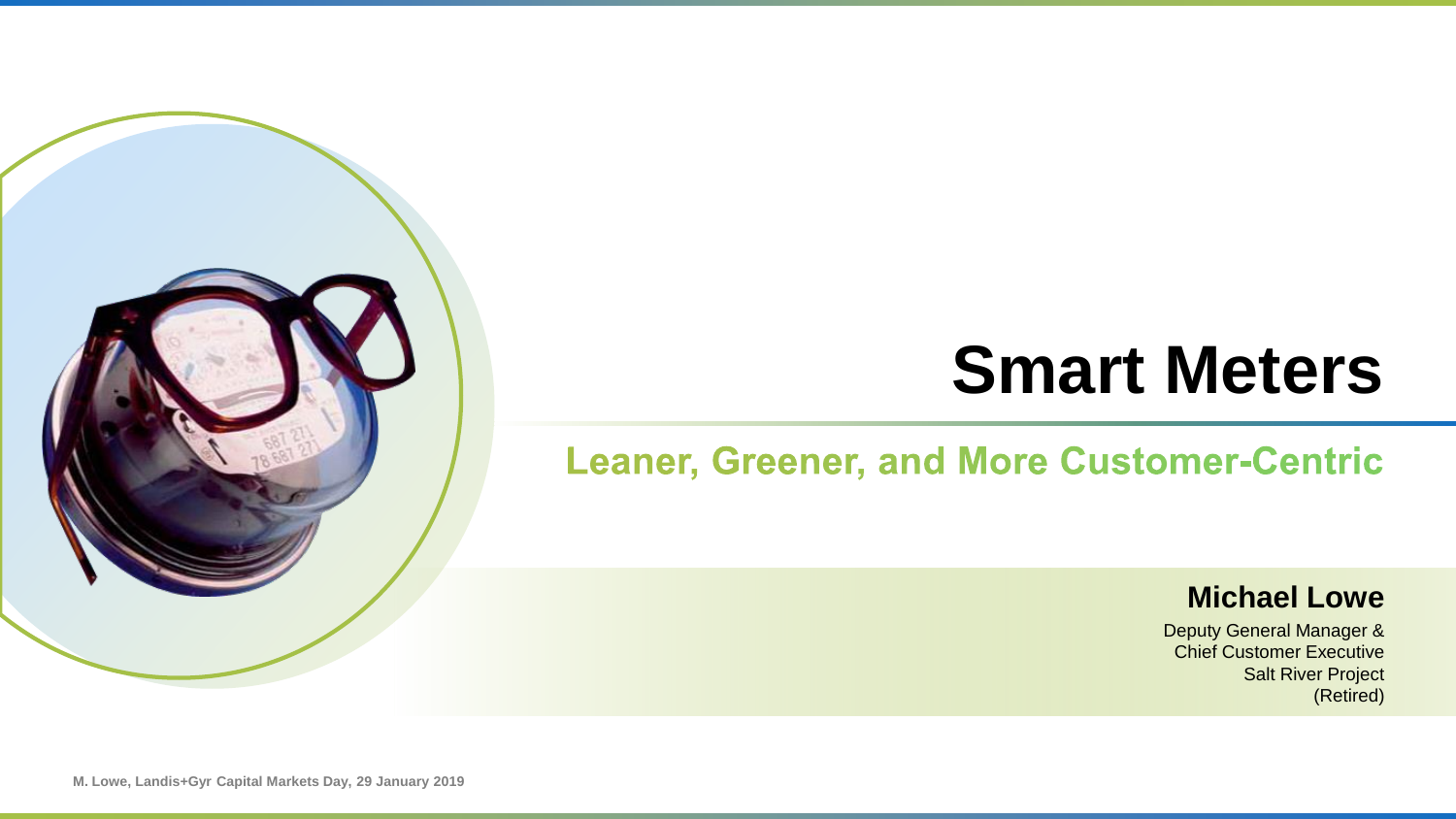# Smart Meters

## Leaner, Greener, and More Customer-Centric

**Michael Lowe**

Deputy General Manager &
Chief Customer Executive
Salt River Project
(Retired)

M. Lowe, Landis+Gyr Capital Markets Day, 29 January 2019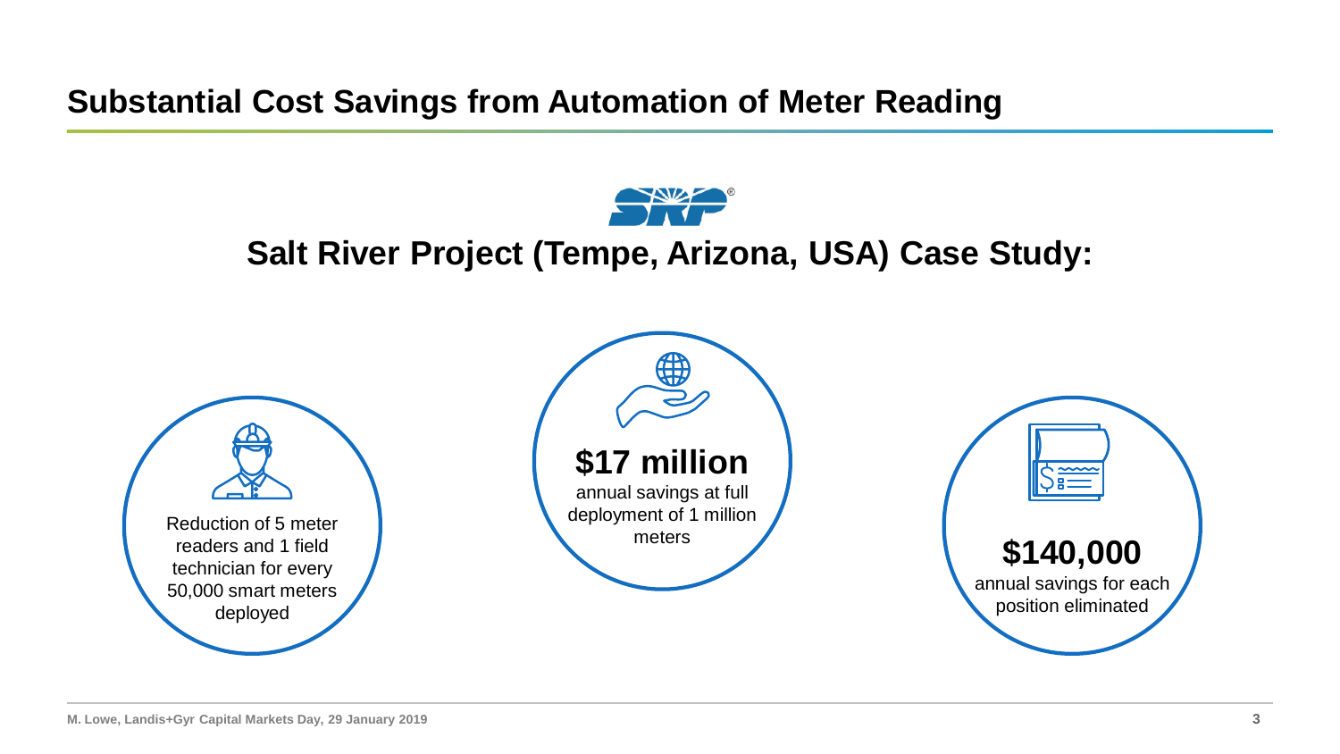# Substantial Cost Savings from Automation of Meter Reading

## Salt River Project (Tempe, Arizona, USA) Case Study:

Reduction of 5 meter readers and 1 field technician for every 50,000 smart meters deployed

**$17 million**
annual savings at full deployment of 1 million meters

**$140,000**
annual savings for each position eliminated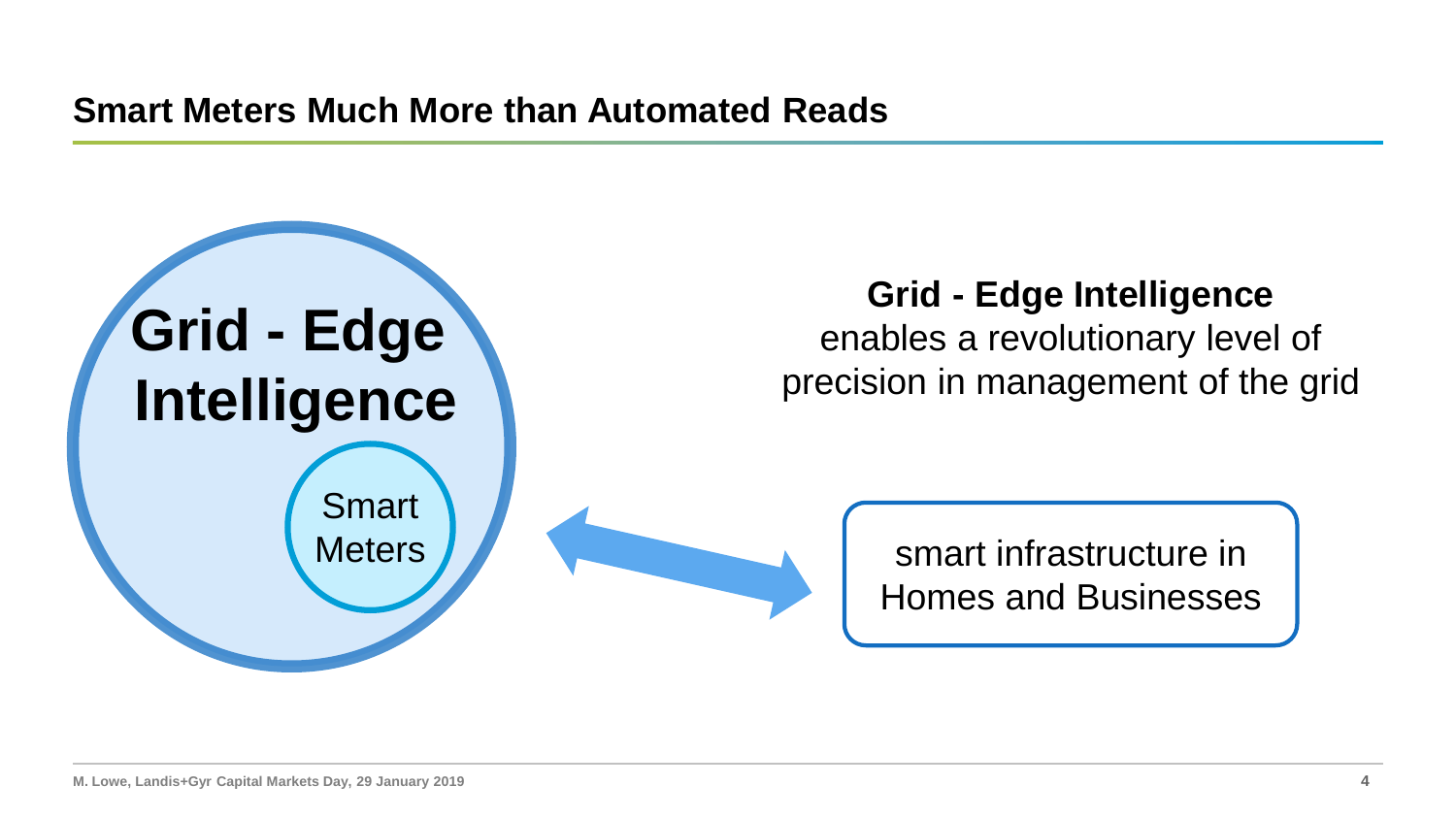## Smart Meters Much More than Automated Reads

**Grid - Edge Intelligence**

Smart Meters

**Grid - Edge Intelligence** enables a revolutionary level of precision in management of the grid

smart infrastructure in Homes and Businesses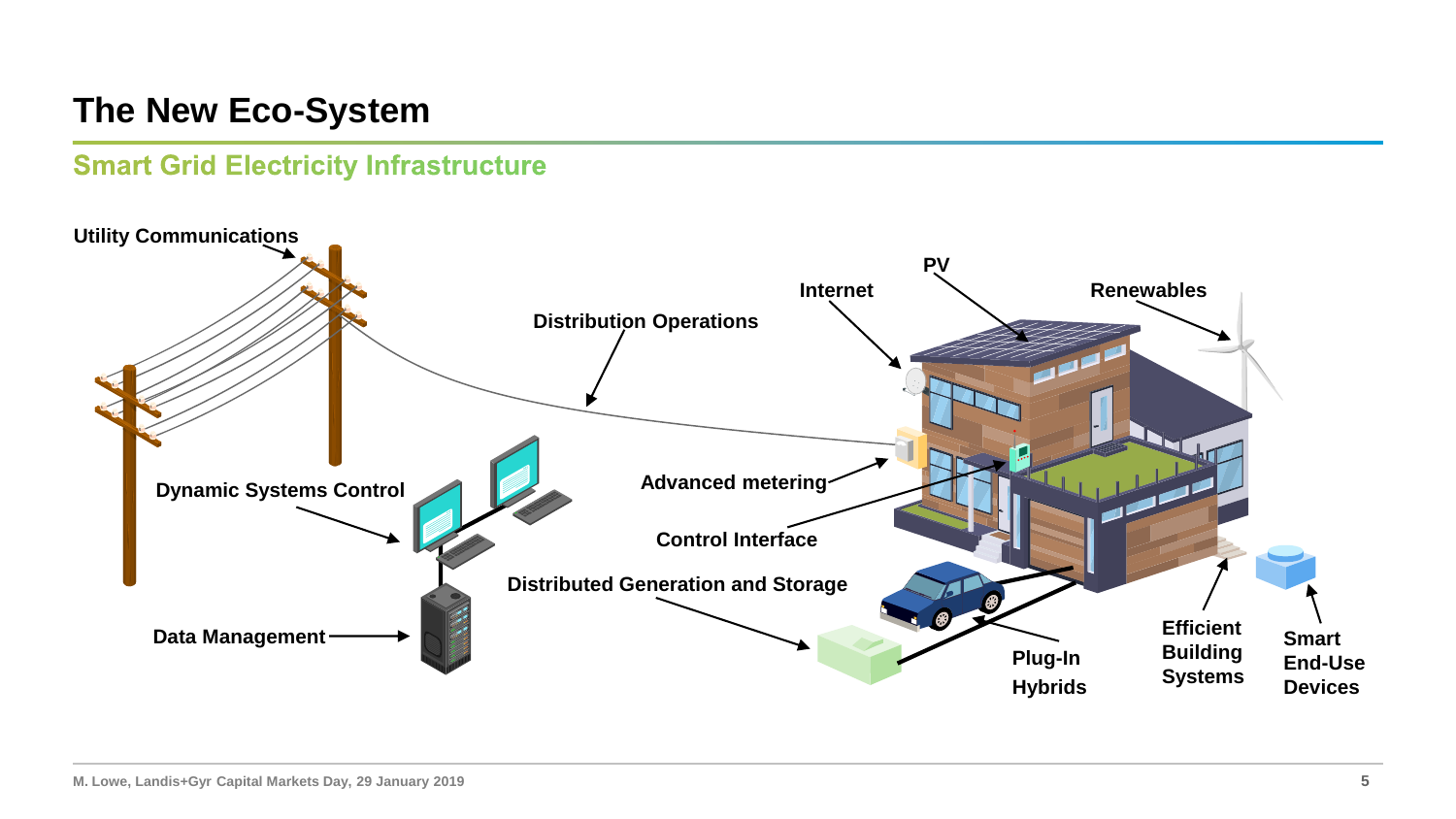# The New Eco-System

## Smart Grid Electricity Infrastructure

Utility Communications

Distribution Operations

Internet

PV

Renewables

Dynamic Systems Control

Advanced metering

Control Interface

Distributed Generation and Storage

Data Management

Plug-In Hybrids

Efficient Building Systems

Smart End-Use Devices

M. Lowe, Landis+Gyr Capital Markets Day, 29 January 2019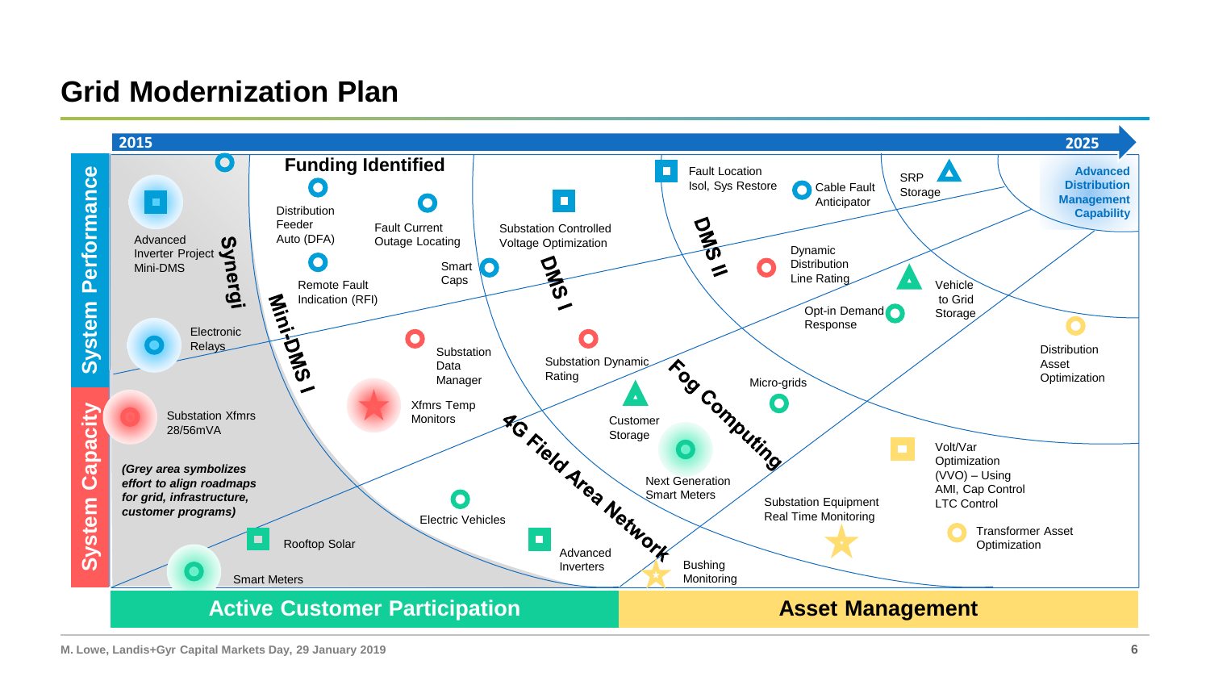# Grid Modernization Plan

2015 → 2025

**System Performance**

**System Capacity**

Advanced Inverter Project Mini-DMS

Electronic Relays

Substation Xfmrs 28/56mVA

*(Grey area symbolizes effort to align roadmaps for grid, infrastructure, customer programs)*

Rooftop Solar

Smart Meters

**Synergi**

**Mini-DMS I**

**Funding Identified**

Distribution Feeder Auto (DFA)

Fault Current Outage Locating

Remote Fault Indication (RFI)

Smart Caps

Substation Data Manager

Xfmrs Temp Monitors

Electric Vehicles

Substation Controlled Voltage Optimization

**DMS I**

Substation Dynamic Rating

Customer Storage

Next Generation Smart Meters

Advanced Inverters

**4G Field Area Network**

**Fog Computing**

Fault Location Isol, Sys Restore

**DMS II**

Cable Fault Anticipator

SRP Storage

Dynamic Distribution Line Rating

Opt-in Demand Response

Vehicle to Grid Storage

Micro-grids

Substation Equipment Real Time Monitoring

Bushing Monitoring

**Advanced Distribution Management Capability**

Distribution Asset Optimization

Volt/Var Optimization (VVO) – Using AMI, Cap Control LTC Control

Transformer Asset Optimization

**Active Customer Participation**

**Asset Management**

M. Lowe, Landis+Gyr Capital Markets Day, 29 January 2019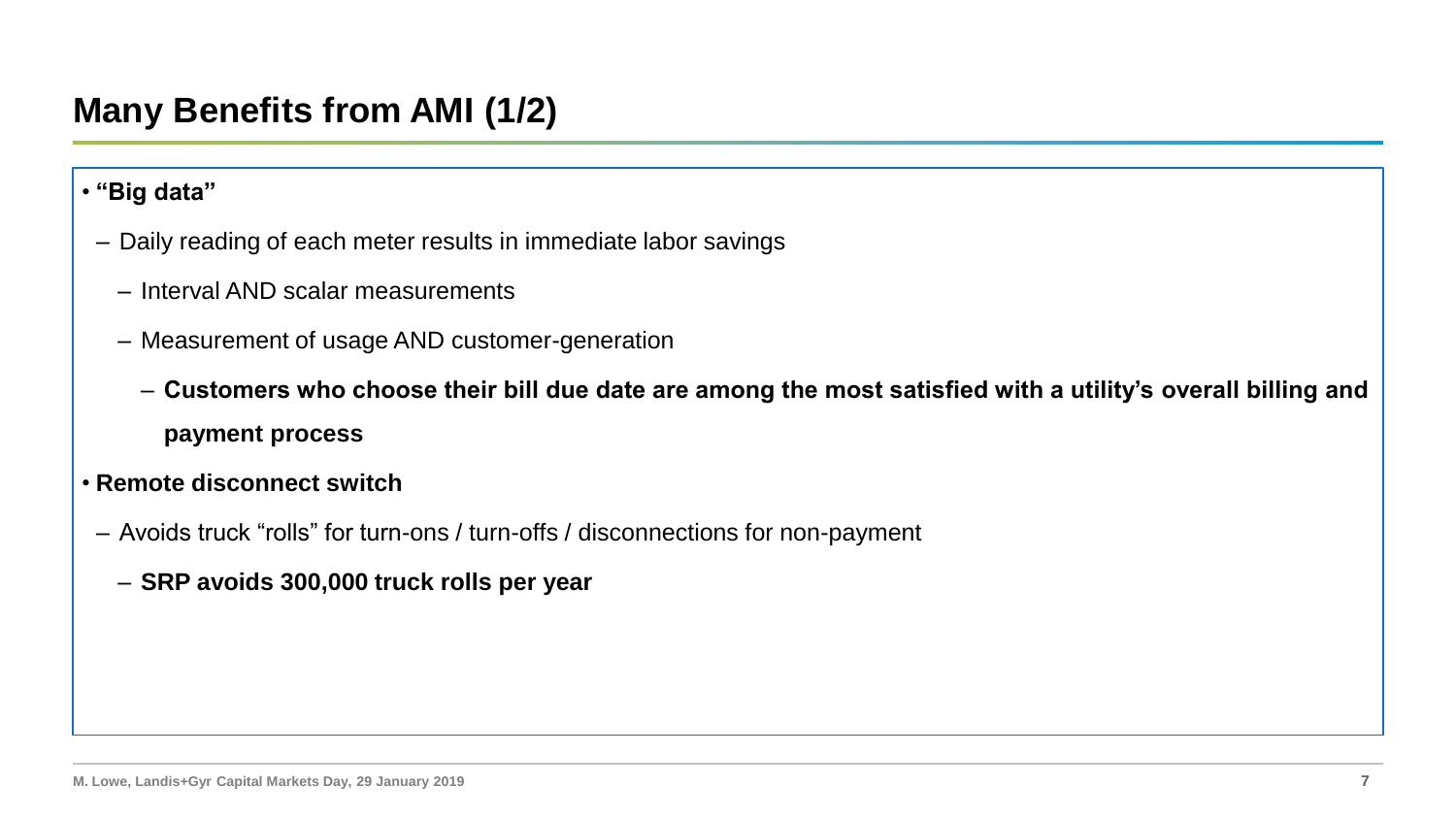## Many Benefits from AMI (1/2)

- **"Big data"**
  - Daily reading of each meter results in immediate labor savings
    - Interval AND scalar measurements
    - Measurement of usage AND customer-generation
      - **Customers who choose their bill due date are among the most satisfied with a utility's overall billing and payment process**
- **Remote disconnect switch**
  - Avoids truck "rolls" for turn-ons / turn-offs / disconnections for non-payment
    - **SRP avoids 300,000 truck rolls per year**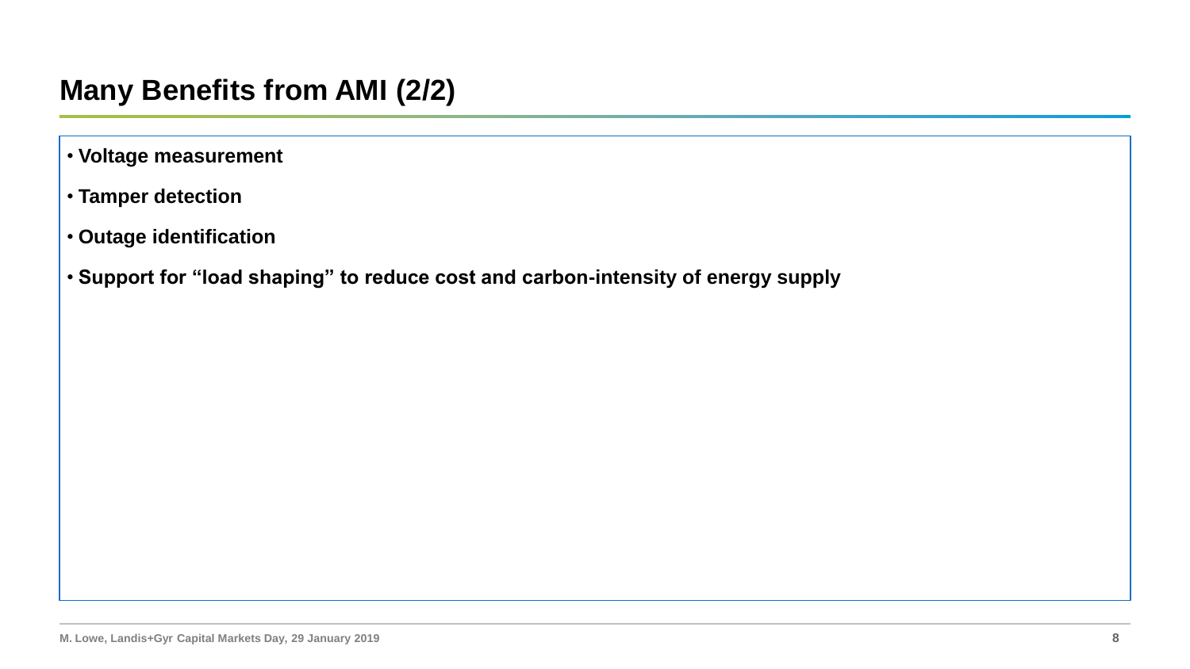## Many Benefits from AMI (2/2)

- **Voltage measurement**
- **Tamper detection**
- **Outage identification**
- **Support for “load shaping” to reduce cost and carbon-intensity of energy supply**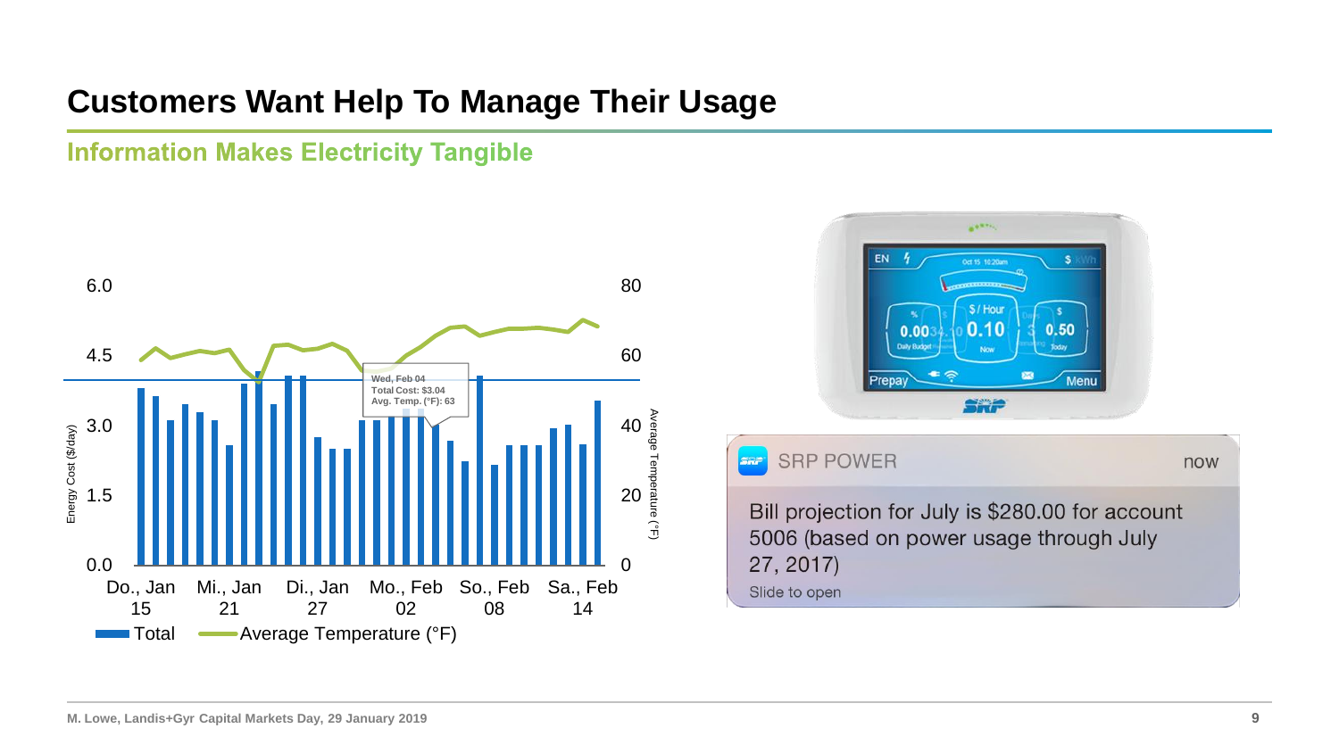# Customers Want Help To Manage Their Usage

## Information Makes Electricity Tangible

6.0 | 80
4.5 | 60
3.0 | 40
1.5 | 20
0.0 | 0

Energy Cost ($/day)

Average Temperature (°F)

Wed, Feb 04
Total Cost: $3.04
Avg. Temp. (°F): 63

Do., Jan 15 | Mi., Jan 21 | Di., Jan 27 | Mo., Feb 02 | So., Feb 08 | Sa., Feb 14

Total — Average Temperature (°F)

EN | Oct 15 10:20am | $ kWh
% 0.00 Daily Budget | $ / Hour 0.10 Now | $ 0.50 Today
Prepay | Menu

SRP POWER — now

Bill projection for July is $280.00 for account 5006 (based on power usage through July 27, 2017)

Slide to open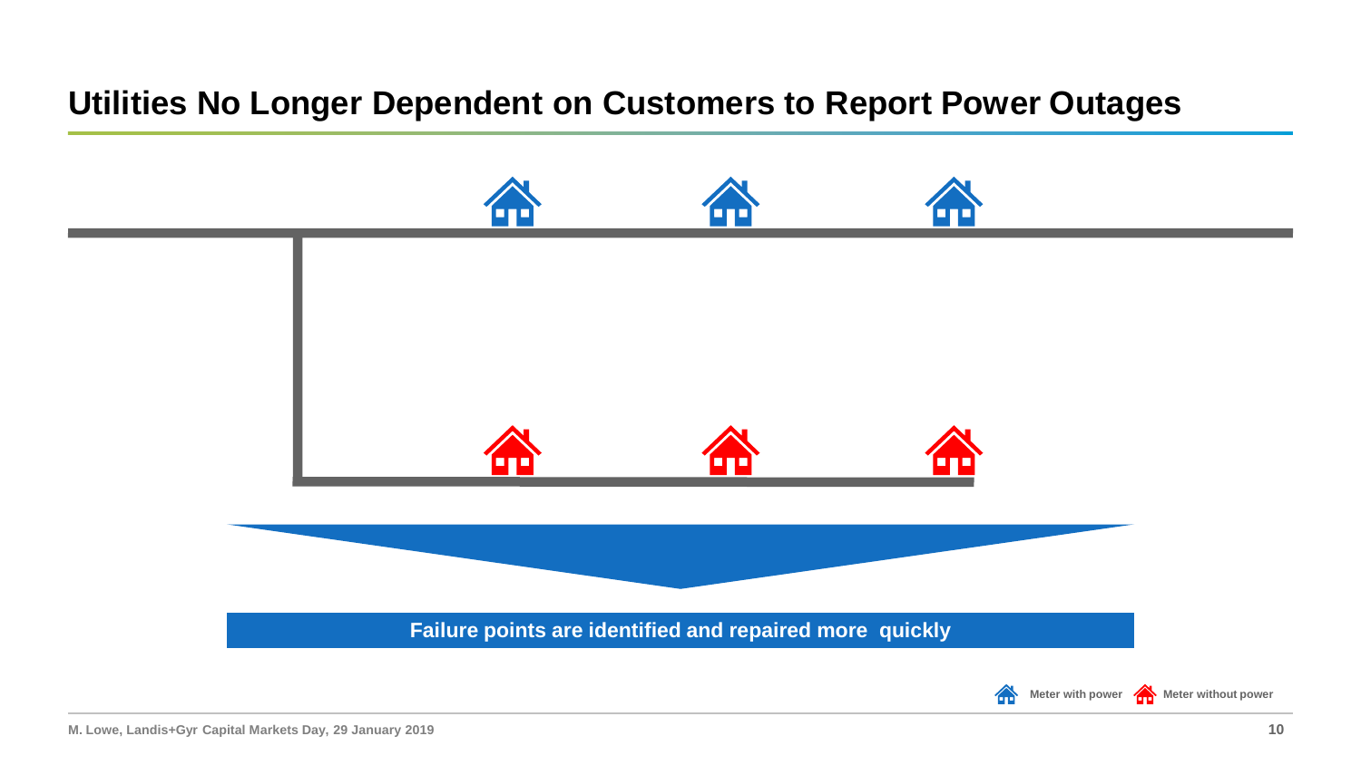# Utilities No Longer Dependent on Customers to Report Power Outages

**Failure points are identified and repaired more quickly**

Meter with power   Meter without power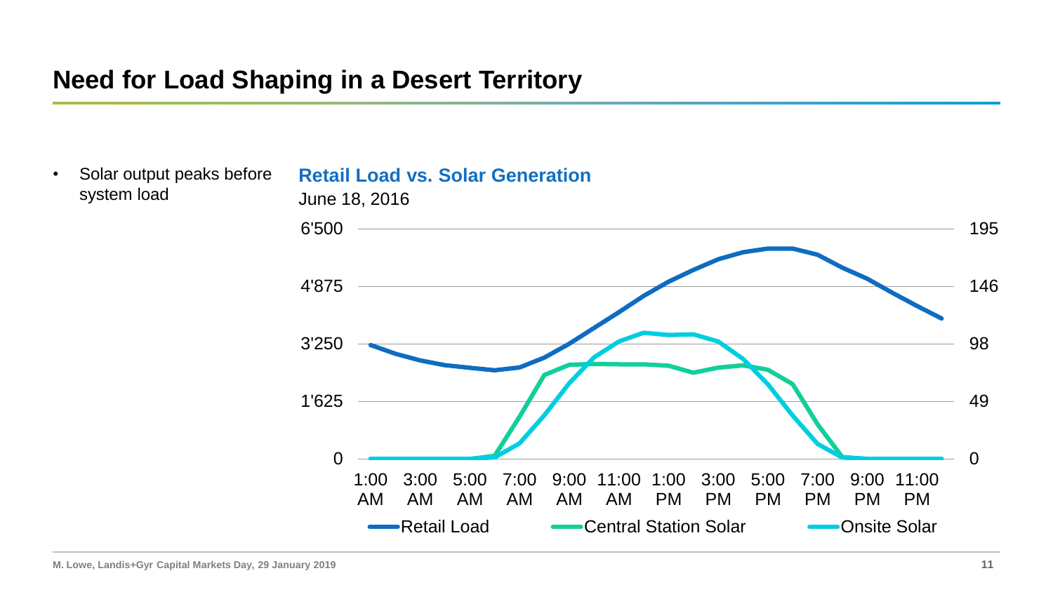# Need for Load Shaping in a Desert Territory

- Solar output peaks before system load

**Retail Load vs. Solar Generation**

June 18, 2016

6'500 | 4'875 | 3'250 | 1'625 | 0

195 | 146 | 98 | 49 | 0

1:00 AM | 3:00 AM | 5:00 AM | 7:00 AM | 9:00 AM | 11:00 AM | 1:00 PM | 3:00 PM | 5:00 PM | 7:00 PM | 9:00 PM | 11:00 PM

Retail Load — Central Station Solar — Onsite Solar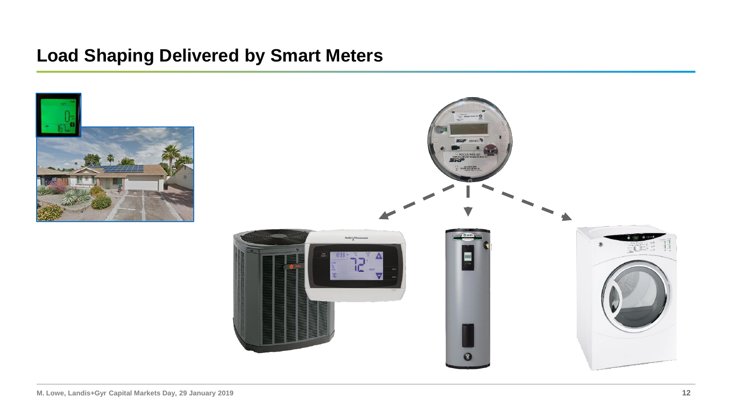## Load Shaping Delivered by Smart Meters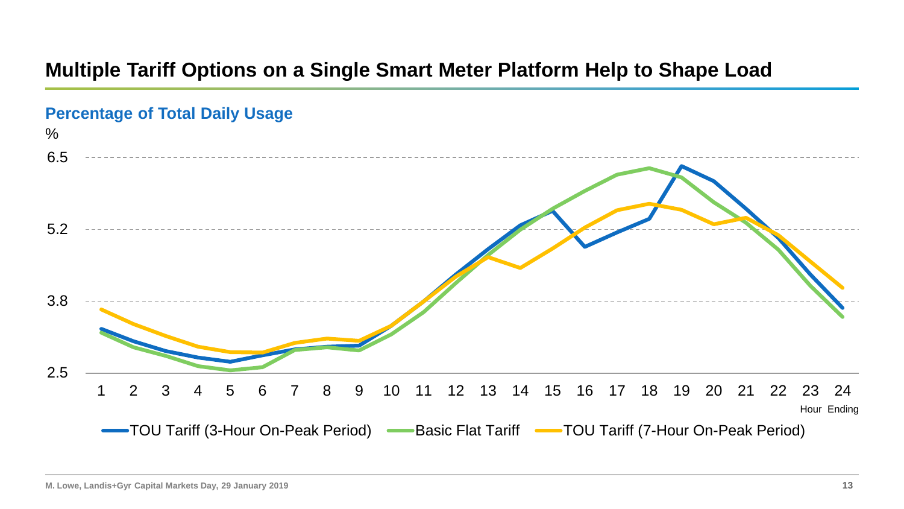# Multiple Tariff Options on a Single Smart Meter Platform Help to Shape Load

**Percentage of Total Daily Usage**

%

6.5

5.2

3.8

2.5

1 2 3 4 5 6 7 8 9 10 11 12 13 14 15 16 17 18 19 20 21 22 23 24

Hour Ending

TOU Tariff (3-Hour On-Peak Period) — Basic Flat Tariff — TOU Tariff (7-Hour On-Peak Period)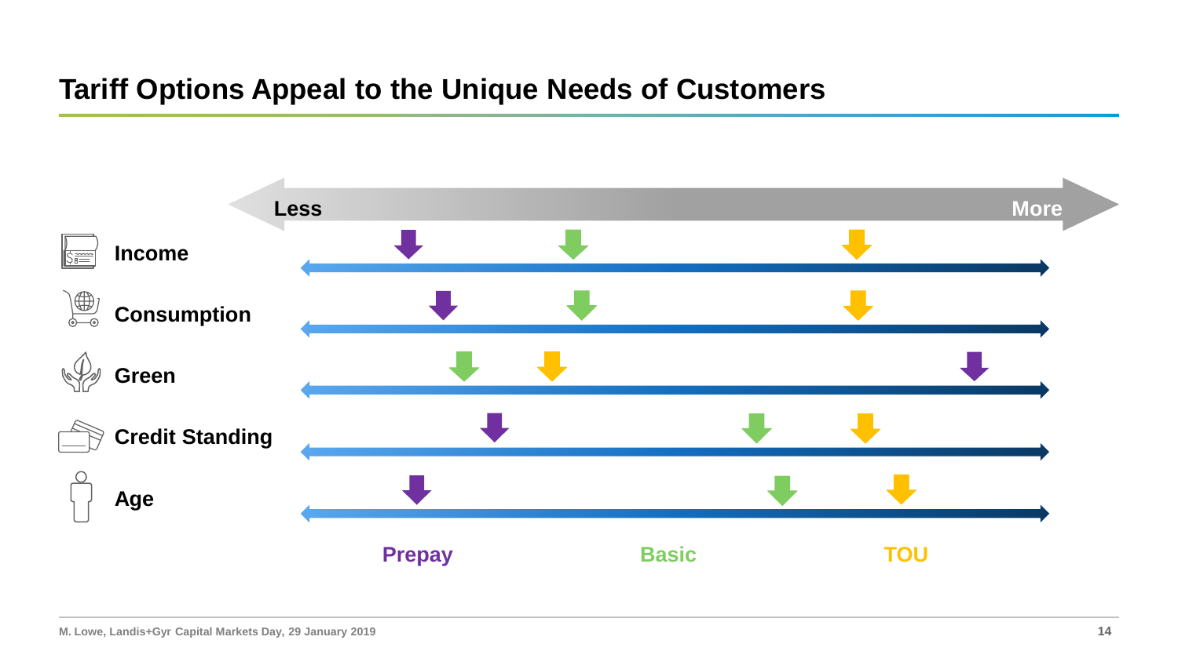# Tariff Options Appeal to the Unique Needs of Customers

Less — More

- Income
- Consumption
- Green
- Credit Standing
- Age

Prepay | Basic | TOU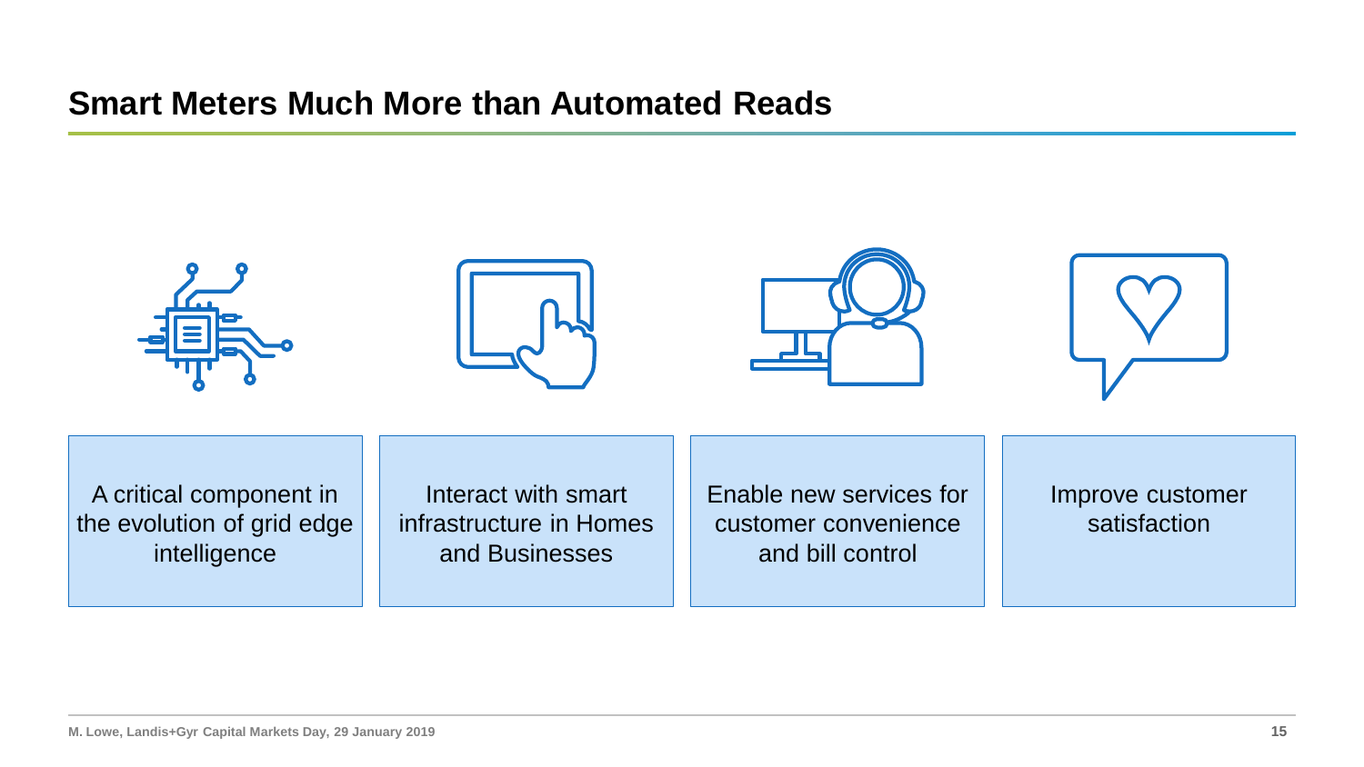## Smart Meters Much More than Automated Reads

A critical component in the evolution of grid edge intelligence

Interact with smart infrastructure in Homes and Businesses

Enable new services for customer convenience and bill control

Improve customer satisfaction